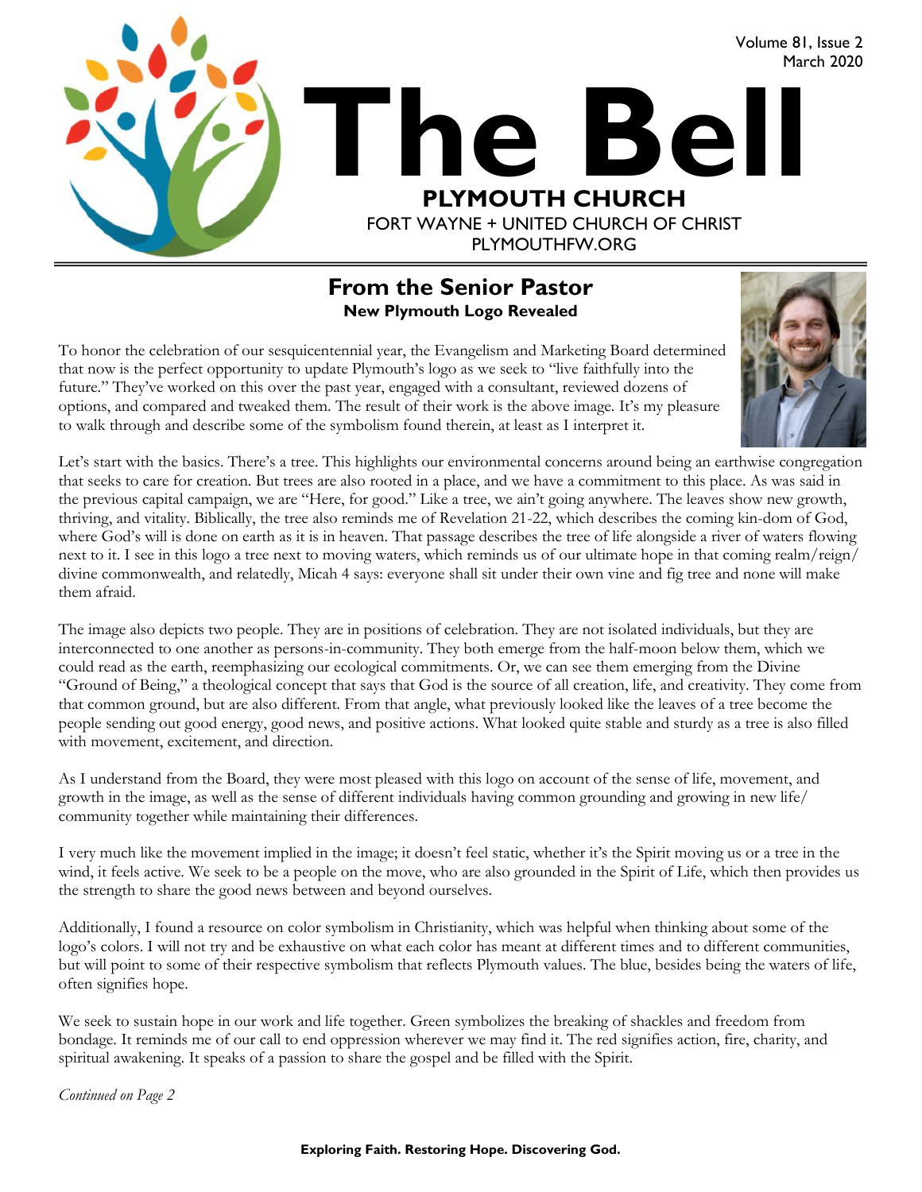Volume 81, Issue 2
March 2020

# The Bell

**PLYMOUTH CHURCH**
FORT WAYNE + UNITED CHURCH OF CHRIST
PLYMOUTHFW.ORG

## From the Senior Pastor

### New Plymouth Logo Revealed

To honor the celebration of our sesquicentennial year, the Evangelism and Marketing Board determined that now is the perfect opportunity to update Plymouth's logo as we seek to "live faithfully into the future." They've worked on this over the past year, engaged with a consultant, reviewed dozens of options, and compared and tweaked them. The result of their work is the above image. It's my pleasure to walk through and describe some of the symbolism found therein, at least as I interpret it.

Let's start with the basics. There's a tree. This highlights our environmental concerns around being an earthwise congregation that seeks to care for creation. But trees are also rooted in a place, and we have a commitment to this place. As was said in the previous capital campaign, we are "Here, for good." Like a tree, we ain't going anywhere. The leaves show new growth, thriving, and vitality. Biblically, the tree also reminds me of Revelation 21-22, which describes the coming kin-dom of God, where God's will is done on earth as it is in heaven. That passage describes the tree of life alongside a river of waters flowing next to it. I see in this logo a tree next to moving waters, which reminds us of our ultimate hope in that coming realm/reign/divine commonwealth, and relatedly, Micah 4 says: everyone shall sit under their own vine and fig tree and none will make them afraid.

The image also depicts two people. They are in positions of celebration. They are not isolated individuals, but they are interconnected to one another as persons-in-community. They both emerge from the half-moon below them, which we could read as the earth, reemphasizing our ecological commitments. Or, we can see them emerging from the Divine "Ground of Being," a theological concept that says that God is the source of all creation, life, and creativity. They come from that common ground, but are also different. From that angle, what previously looked like the leaves of a tree become the people sending out good energy, good news, and positive actions. What looked quite stable and sturdy as a tree is also filled with movement, excitement, and direction.

As I understand from the Board, they were most pleased with this logo on account of the sense of life, movement, and growth in the image, as well as the sense of different individuals having common grounding and growing in new life/community together while maintaining their differences.

I very much like the movement implied in the image; it doesn't feel static, whether it's the Spirit moving us or a tree in the wind, it feels active. We seek to be a people on the move, who are also grounded in the Spirit of Life, which then provides us the strength to share the good news between and beyond ourselves.

Additionally, I found a resource on color symbolism in Christianity, which was helpful when thinking about some of the logo's colors. I will not try and be exhaustive on what each color has meant at different times and to different communities, but will point to some of their respective symbolism that reflects Plymouth values. The blue, besides being the waters of life, often signifies hope.

We seek to sustain hope in our work and life together. Green symbolizes the breaking of shackles and freedom from bondage. It reminds me of our call to end oppression wherever we may find it. The red signifies action, fire, charity, and spiritual awakening. It speaks of a passion to share the gospel and be filled with the Spirit.

*Continued on Page 2*

**Exploring Faith. Restoring Hope. Discovering God.**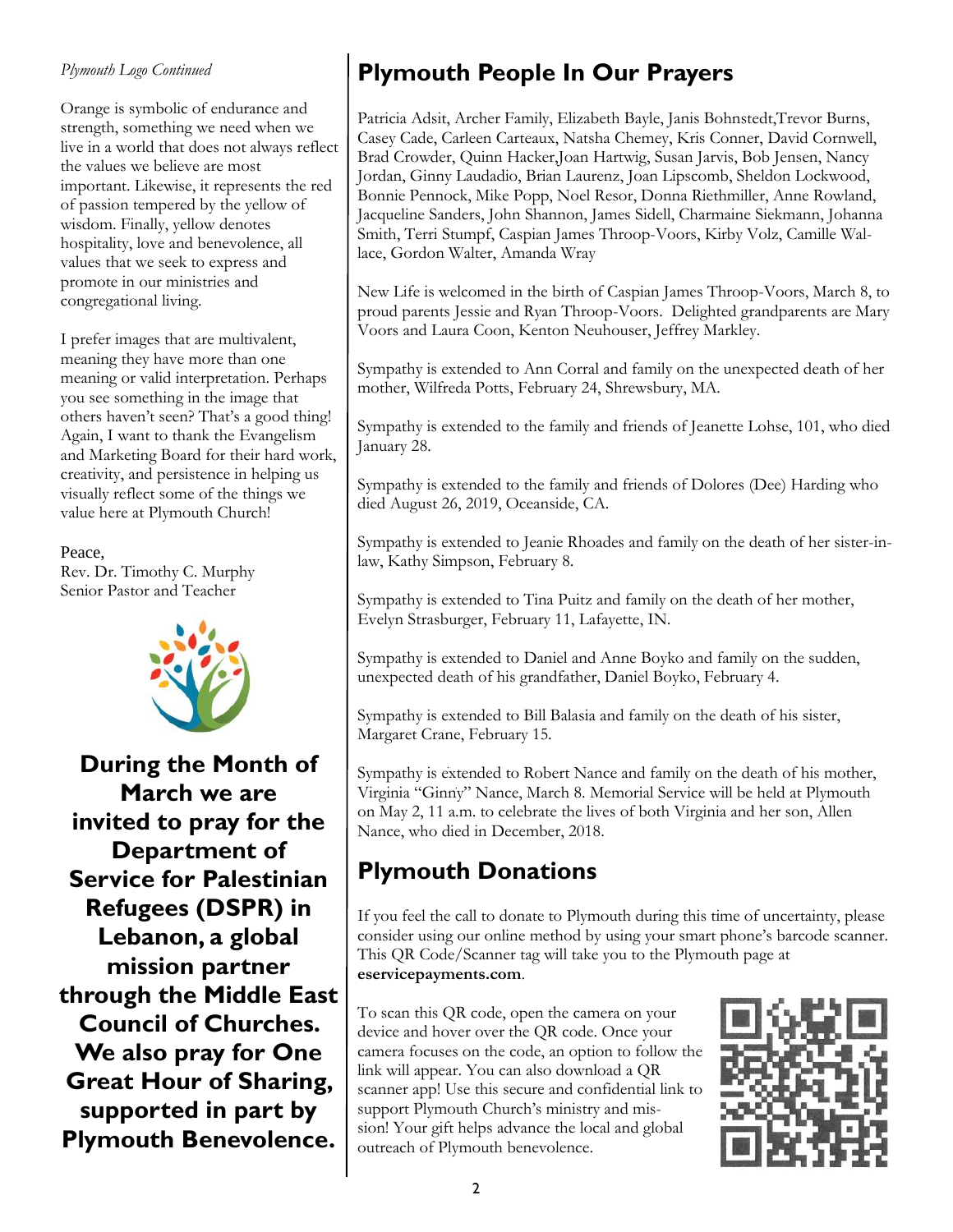*Plymouth Logo Continued*

Orange is symbolic of endurance and strength, something we need when we live in a world that does not always reflect the values we believe are most important. Likewise, it represents the red of passion tempered by the yellow of wisdom. Finally, yellow denotes hospitality, love and benevolence, all values that we seek to express and promote in our ministries and congregational living.

I prefer images that are multivalent, meaning they have more than one meaning or valid interpretation. Perhaps you see something in the image that others haven't seen? That's a good thing! Again, I want to thank the Evangelism and Marketing Board for their hard work, creativity, and persistence in helping us visually reflect some of the things we value here at Plymouth Church!

Peace,
Rev. Dr. Timothy C. Murphy
Senior Pastor and Teacher

**During the Month of March we are invited to pray for the Department of Service for Palestinian Refugees (DSPR) in Lebanon, a global mission partner through the Middle East Council of Churches. We also pray for One Great Hour of Sharing, supported in part by Plymouth Benevolence.**

## Plymouth People In Our Prayers

Patricia Adsit, Archer Family, Elizabeth Bayle, Janis Bohnstedt,Trevor Burns, Casey Cade, Carleen Carteaux, Natsha Chemey, Kris Conner, David Cornwell, Brad Crowder, Quinn Hacker,Joan Hartwig, Susan Jarvis, Bob Jensen, Nancy Jordan, Ginny Laudadio, Brian Laurenz, Joan Lipscomb, Sheldon Lockwood, Bonnie Pennock, Mike Popp, Noel Resor, Donna Riethmiller, Anne Rowland, Jacqueline Sanders, John Shannon, James Sidell, Charmaine Siekmann, Johanna Smith, Terri Stumpf, Caspian James Throop-Voors, Kirby Volz, Camille Wallace, Gordon Walter, Amanda Wray

New Life is welcomed in the birth of Caspian James Throop-Voors, March 8, to proud parents Jessie and Ryan Throop-Voors. Delighted grandparents are Mary Voors and Laura Coon, Kenton Neuhouser, Jeffrey Markley.

Sympathy is extended to Ann Corral and family on the unexpected death of her mother, Wilfreda Potts, February 24, Shrewsbury, MA.

Sympathy is extended to the family and friends of Jeanette Lohse, 101, who died January 28.

Sympathy is extended to the family and friends of Dolores (Dee) Harding who died August 26, 2019, Oceanside, CA.

Sympathy is extended to Jeanie Rhoades and family on the death of her sister-in-law, Kathy Simpson, February 8.

Sympathy is extended to Tina Puitz and family on the death of her mother, Evelyn Strasburger, February 11, Lafayette, IN.

Sympathy is extended to Daniel and Anne Boyko and family on the sudden, unexpected death of his grandfather, Daniel Boyko, February 4.

Sympathy is extended to Bill Balasia and family on the death of his sister, Margaret Crane, February 15.

Sympathy is extended to Robert Nance and family on the death of his mother, Virginia "Ginny" Nance, March 8. Memorial Service will be held at Plymouth on May 2, 11 a.m. to celebrate the lives of both Virginia and her son, Allen Nance, who died in December, 2018.

## Plymouth Donations

If you feel the call to donate to Plymouth during this time of uncertainty, please consider using our online method by using your smart phone's barcode scanner. This QR Code/Scanner tag will take you to the Plymouth page at **eservicepayments.com**.

To scan this QR code, open the camera on your device and hover over the QR code. Once your camera focuses on the code, an option to follow the link will appear. You can also download a QR scanner app! Use this secure and confidential link to support Plymouth Church's ministry and mission! Your gift helps advance the local and global outreach of Plymouth benevolence.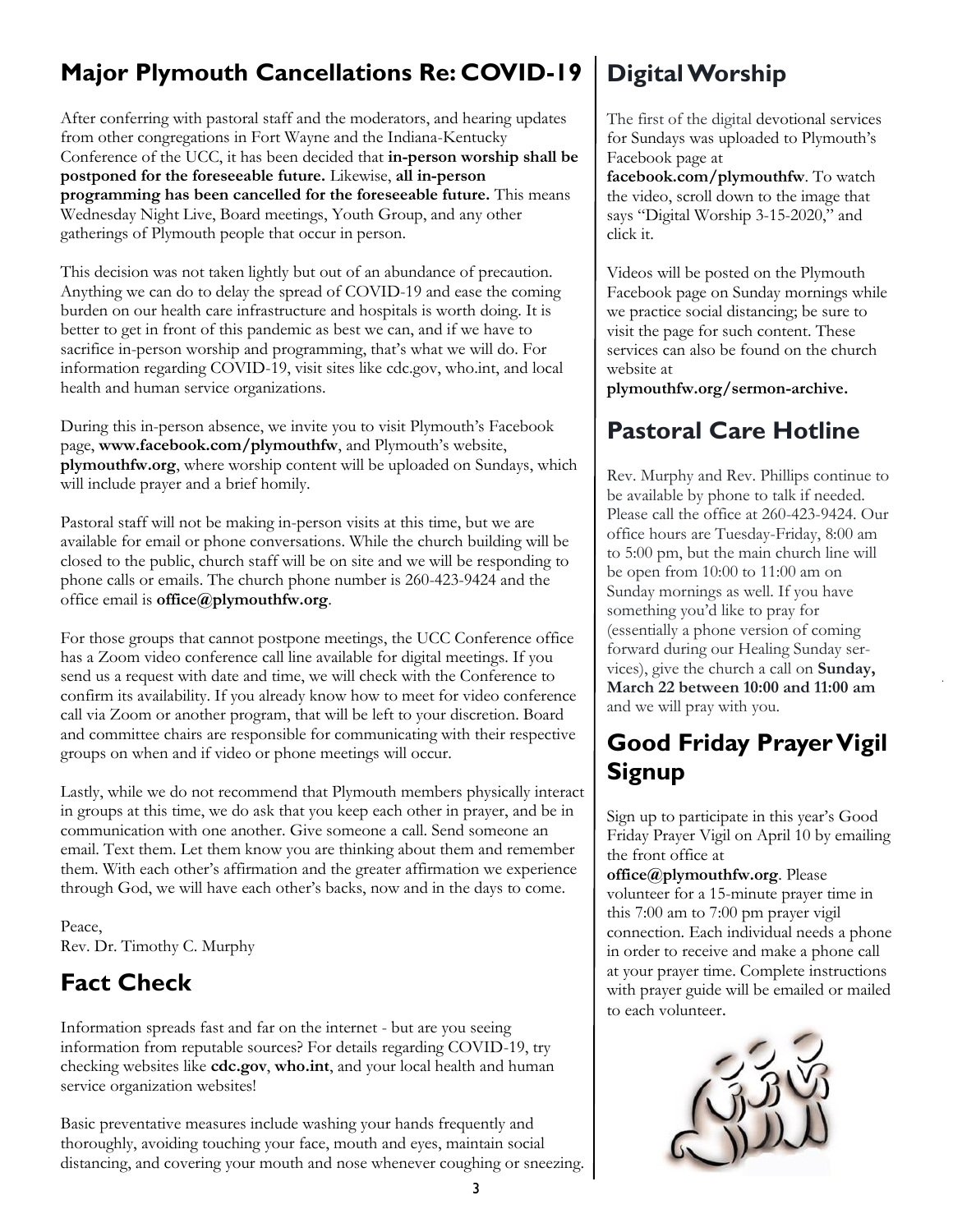## Major Plymouth Cancellations Re: COVID-19

After conferring with pastoral staff and the moderators, and hearing updates from other congregations in Fort Wayne and the Indiana-Kentucky Conference of the UCC, it has been decided that **in-person worship shall be postponed for the foreseeable future.** Likewise, **all in-person programming has been cancelled for the foreseeable future.** This means Wednesday Night Live, Board meetings, Youth Group, and any other gatherings of Plymouth people that occur in person.

This decision was not taken lightly but out of an abundance of precaution. Anything we can do to delay the spread of COVID-19 and ease the coming burden on our health care infrastructure and hospitals is worth doing. It is better to get in front of this pandemic as best we can, and if we have to sacrifice in-person worship and programming, that's what we will do. For information regarding COVID-19, visit sites like cdc.gov, who.int, and local health and human service organizations.

During this in-person absence, we invite you to visit Plymouth's Facebook page, **www.facebook.com/plymouthfw**, and Plymouth's website, **plymouthfw.org**, where worship content will be uploaded on Sundays, which will include prayer and a brief homily.

Pastoral staff will not be making in-person visits at this time, but we are available for email or phone conversations. While the church building will be closed to the public, church staff will be on site and we will be responding to phone calls or emails. The church phone number is 260-423-9424 and the office email is **office@plymouthfw.org**.

For those groups that cannot postpone meetings, the UCC Conference office has a Zoom video conference call line available for digital meetings. If you send us a request with date and time, we will check with the Conference to confirm its availability. If you already know how to meet for video conference call via Zoom or another program, that will be left to your discretion. Board and committee chairs are responsible for communicating with their respective groups on when and if video or phone meetings will occur.

Lastly, while we do not recommend that Plymouth members physically interact in groups at this time, we do ask that you keep each other in prayer, and be in communication with one another. Give someone a call. Send someone an email. Text them. Let them know you are thinking about them and remember them. With each other's affirmation and the greater affirmation we experience through God, we will have each other's backs, now and in the days to come.

Peace,
Rev. Dr. Timothy C. Murphy

## Fact Check

Information spreads fast and far on the internet - but are you seeing information from reputable sources? For details regarding COVID-19, try checking websites like **cdc.gov**, **who.int**, and your local health and human service organization websites!

Basic preventative measures include washing your hands frequently and thoroughly, avoiding touching your face, mouth and eyes, maintain social distancing, and covering your mouth and nose whenever coughing or sneezing.

## Digital Worship

The first of the digital devotional services for Sundays was uploaded to Plymouth's Facebook page at **facebook.com/plymouthfw**. To watch the video, scroll down to the image that says "Digital Worship 3-15-2020," and click it.

Videos will be posted on the Plymouth Facebook page on Sunday mornings while we practice social distancing; be sure to visit the page for such content. These services can also be found on the church website at **plymouthfw.org/sermon-archive.**

## Pastoral Care Hotline

Rev. Murphy and Rev. Phillips continue to be available by phone to talk if needed. Please call the office at 260-423-9424. Our office hours are Tuesday-Friday, 8:00 am to 5:00 pm, but the main church line will be open from 10:00 to 11:00 am on Sunday mornings as well. If you have something you'd like to pray for (essentially a phone version of coming forward during our Healing Sunday services), give the church a call on **Sunday, March 22 between 10:00 and 11:00 am** and we will pray with you.

## Good Friday Prayer Vigil Signup

Sign up to participate in this year's Good Friday Prayer Vigil on April 10 by emailing the front office at **office@plymouthfw.org**. Please volunteer for a 15-minute prayer time in this 7:00 am to 7:00 pm prayer vigil connection. Each individual needs a phone in order to receive and make a phone call at your prayer time. Complete instructions with prayer guide will be emailed or mailed to each volunteer.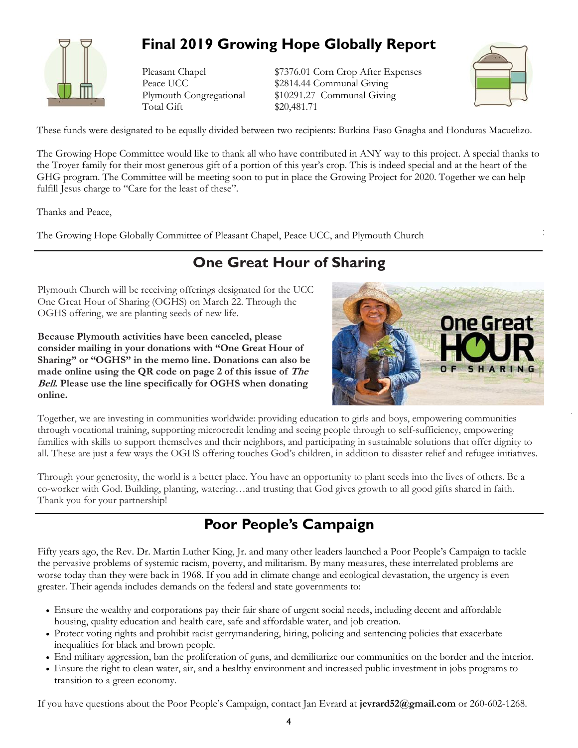## Final 2019 Growing Hope Globally Report

| | |
|---|---|
| Pleasant Chapel | $7376.01 Corn Crop After Expenses |
| Peace UCC | $2814.44 Communal Giving |
| Plymouth Congregational | $10291.27 Communal Giving |
| Total Gift | $20,481.71 |

These funds were designated to be equally divided between two recipients: Burkina Faso Gnagha and Honduras Macuelizo.

The Growing Hope Committee would like to thank all who have contributed in ANY way to this project. A special thanks to the Troyer family for their most generous gift of a portion of this year's crop. This is indeed special and at the heart of the GHG program. The Committee will be meeting soon to put in place the Growing Project for 2020. Together we can help fulfill Jesus charge to "Care for the least of these".

Thanks and Peace,

The Growing Hope Globally Committee of Pleasant Chapel, Peace UCC, and Plymouth Church

## One Great Hour of Sharing

Plymouth Church will be receiving offerings designated for the UCC One Great Hour of Sharing (OGHS) on March 22. Through the OGHS offering, we are planting seeds of new life.

**Because Plymouth activities have been canceled, please consider mailing in your donations with "One Great Hour of Sharing" or "OGHS" in the memo line. Donations can also be made online using the QR code on page 2 of this issue of *The Bell*. Please use the line specifically for OGHS when donating online.**

Together, we are investing in communities worldwide: providing education to girls and boys, empowering communities through vocational training, supporting microcredit lending and seeing people through to self-sufficiency, empowering families with skills to support themselves and their neighbors, and participating in sustainable solutions that offer dignity to all. These are just a few ways the OGHS offering touches God's children, in addition to disaster relief and refugee initiatives.

Through your generosity, the world is a better place. You have an opportunity to plant seeds into the lives of others. Be a co-worker with God. Building, planting, watering…and trusting that God gives growth to all good gifts shared in faith. Thank you for your partnership!

## Poor People's Campaign

Fifty years ago, the Rev. Dr. Martin Luther King, Jr. and many other leaders launched a Poor People's Campaign to tackle the pervasive problems of systemic racism, poverty, and militarism. By many measures, these interrelated problems are worse today than they were back in 1968. If you add in climate change and ecological devastation, the urgency is even greater. Their agenda includes demands on the federal and state governments to:

- Ensure the wealthy and corporations pay their fair share of urgent social needs, including decent and affordable housing, quality education and health care, safe and affordable water, and job creation.
- Protect voting rights and prohibit racist gerrymandering, hiring, policing and sentencing policies that exacerbate inequalities for black and brown people.
- End military aggression, ban the proliferation of guns, and demilitarize our communities on the border and the interior.
- Ensure the right to clean water, air, and a healthy environment and increased public investment in jobs programs to transition to a green economy.

If you have questions about the Poor People's Campaign, contact Jan Evrard at **jevrard52@gmail.com** or 260-602-1268.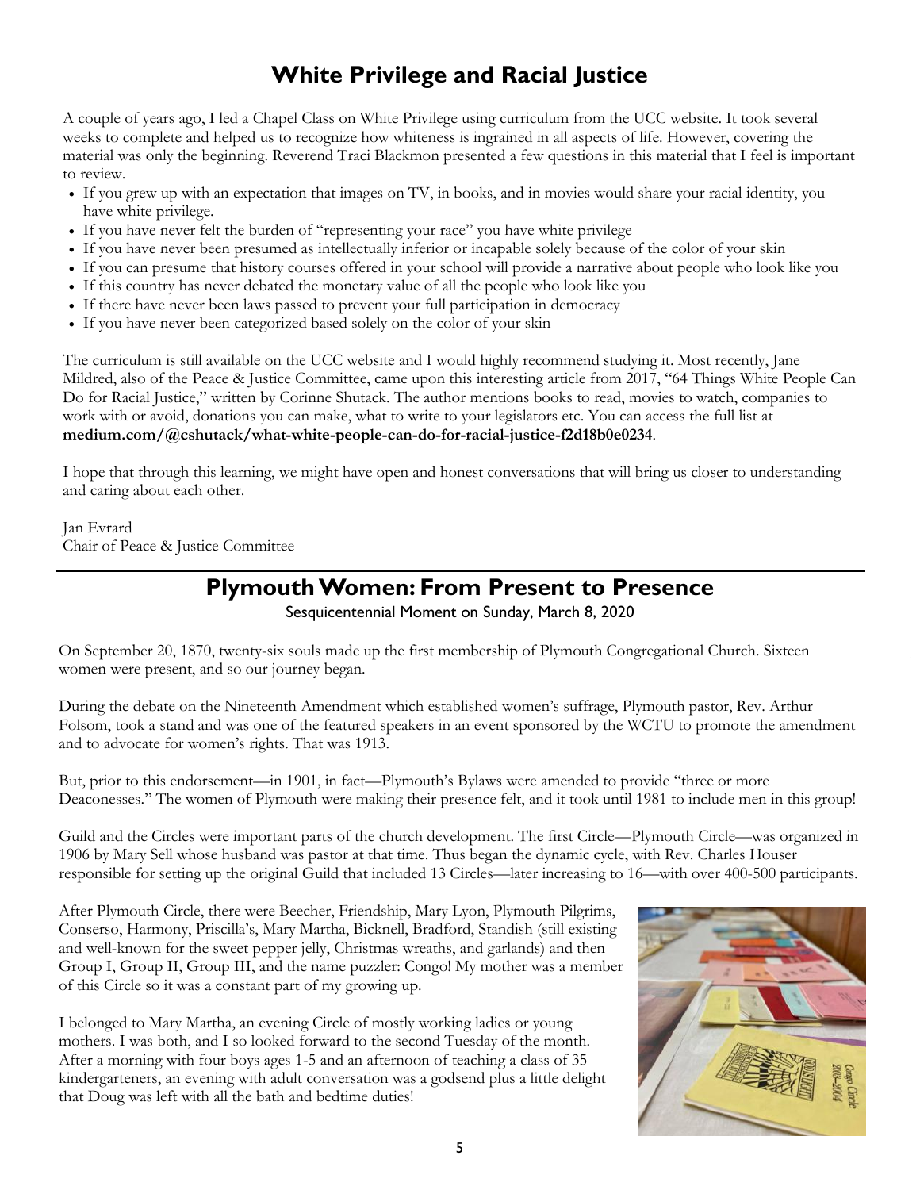## White Privilege and Racial Justice

A couple of years ago, I led a Chapel Class on White Privilege using curriculum from the UCC website. It took several weeks to complete and helped us to recognize how whiteness is ingrained in all aspects of life. However, covering the material was only the beginning. Reverend Traci Blackmon presented a few questions in this material that I feel is important to review.

- If you grew up with an expectation that images on TV, in books, and in movies would share your racial identity, you have white privilege.
- If you have never felt the burden of "representing your race" you have white privilege
- If you have never been presumed as intellectually inferior or incapable solely because of the color of your skin
- If you can presume that history courses offered in your school will provide a narrative about people who look like you
- If this country has never debated the monetary value of all the people who look like you
- If there have never been laws passed to prevent your full participation in democracy
- If you have never been categorized based solely on the color of your skin

The curriculum is still available on the UCC website and I would highly recommend studying it. Most recently, Jane Mildred, also of the Peace & Justice Committee, came upon this interesting article from 2017, "64 Things White People Can Do for Racial Justice," written by Corinne Shutack. The author mentions books to read, movies to watch, companies to work with or avoid, donations you can make, what to write to your legislators etc. You can access the full list at **medium.com/@cshutack/what-white-people-can-do-for-racial-justice-f2d18b0e0234**.

I hope that through this learning, we might have open and honest conversations that will bring us closer to understanding and caring about each other.

Jan Evrard
Chair of Peace & Justice Committee

---

## Plymouth Women: From Present to Presence

Sesquicentennial Moment on Sunday, March 8, 2020

On September 20, 1870, twenty-six souls made up the first membership of Plymouth Congregational Church. Sixteen women were present, and so our journey began.

During the debate on the Nineteenth Amendment which established women's suffrage, Plymouth pastor, Rev. Arthur Folsom, took a stand and was one of the featured speakers in an event sponsored by the WCTU to promote the amendment and to advocate for women's rights. That was 1913.

But, prior to this endorsement—in 1901, in fact—Plymouth's Bylaws were amended to provide "three or more Deaconesses." The women of Plymouth were making their presence felt, and it took until 1981 to include men in this group!

Guild and the Circles were important parts of the church development. The first Circle—Plymouth Circle—was organized in 1906 by Mary Sell whose husband was pastor at that time. Thus began the dynamic cycle, with Rev. Charles Houser responsible for setting up the original Guild that included 13 Circles—later increasing to 16—with over 400-500 participants.

After Plymouth Circle, there were Beecher, Friendship, Mary Lyon, Plymouth Pilgrims, Conserso, Harmony, Priscilla's, Mary Martha, Bicknell, Bradford, Standish (still existing and well-known for the sweet pepper jelly, Christmas wreaths, and garlands) and then Group I, Group II, Group III, and the name puzzler: Congo! My mother was a member of this Circle so it was a constant part of my growing up.

I belonged to Mary Martha, an evening Circle of mostly working ladies or young mothers. I was both, and I so looked forward to the second Tuesday of the month. After a morning with four boys ages 1-5 and an afternoon of teaching a class of 35 kindergarteners, an evening with adult conversation was a godsend plus a little delight that Doug was left with all the bath and bedtime duties!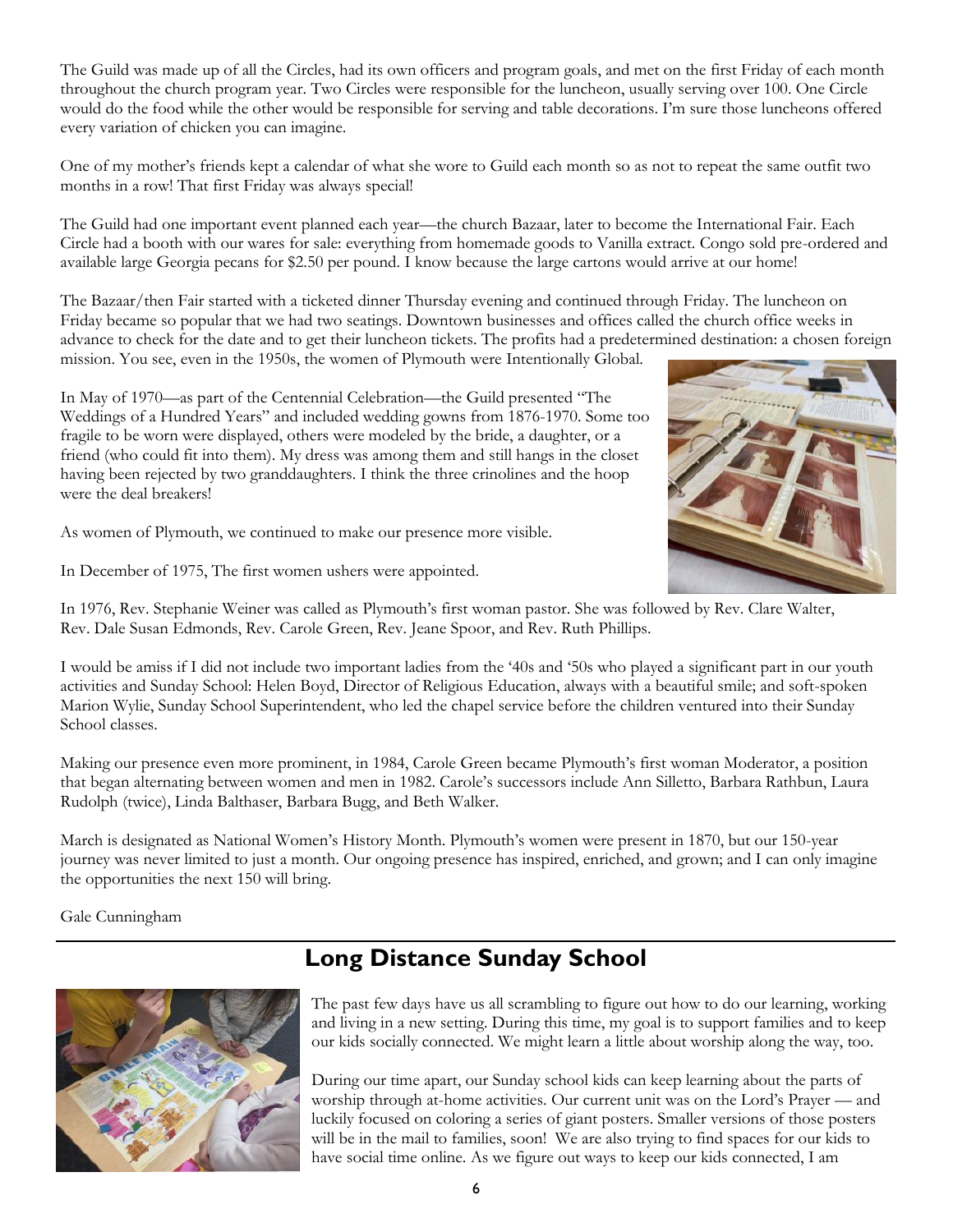The Guild was made up of all the Circles, had its own officers and program goals, and met on the first Friday of each month throughout the church program year. Two Circles were responsible for the luncheon, usually serving over 100. One Circle would do the food while the other would be responsible for serving and table decorations. I'm sure those luncheons offered every variation of chicken you can imagine.

One of my mother's friends kept a calendar of what she wore to Guild each month so as not to repeat the same outfit two months in a row! That first Friday was always special!

The Guild had one important event planned each year—the church Bazaar, later to become the International Fair. Each Circle had a booth with our wares for sale: everything from homemade goods to Vanilla extract. Congo sold pre-ordered and available large Georgia pecans for $2.50 per pound. I know because the large cartons would arrive at our home!

The Bazaar/then Fair started with a ticketed dinner Thursday evening and continued through Friday. The luncheon on Friday became so popular that we had two seatings. Downtown businesses and offices called the church office weeks in advance to check for the date and to get their luncheon tickets. The profits had a predetermined destination: a chosen foreign mission. You see, even in the 1950s, the women of Plymouth were Intentionally Global.

In May of 1970—as part of the Centennial Celebration—the Guild presented "The Weddings of a Hundred Years" and included wedding gowns from 1876-1970. Some too fragile to be worn were displayed, others were modeled by the bride, a daughter, or a friend (who could fit into them). My dress was among them and still hangs in the closet having been rejected by two granddaughters. I think the three crinolines and the hoop were the deal breakers!

As women of Plymouth, we continued to make our presence more visible.

In December of 1975, The first women ushers were appointed.

In 1976, Rev. Stephanie Weiner was called as Plymouth's first woman pastor. She was followed by Rev. Clare Walter, Rev. Dale Susan Edmonds, Rev. Carole Green, Rev. Jeane Spoor, and Rev. Ruth Phillips.

I would be amiss if I did not include two important ladies from the '40s and '50s who played a significant part in our youth activities and Sunday School: Helen Boyd, Director of Religious Education, always with a beautiful smile; and soft-spoken Marion Wylie, Sunday School Superintendent, who led the chapel service before the children ventured into their Sunday School classes.

Making our presence even more prominent, in 1984, Carole Green became Plymouth's first woman Moderator, a position that began alternating between women and men in 1982. Carole's successors include Ann Silletto, Barbara Rathbun, Laura Rudolph (twice), Linda Balthaser, Barbara Bugg, and Beth Walker.

March is designated as National Women's History Month. Plymouth's women were present in 1870, but our 150-year journey was never limited to just a month. Our ongoing presence has inspired, enriched, and grown; and I can only imagine the opportunities the next 150 will bring.

Gale Cunningham

## Long Distance Sunday School

The past few days have us all scrambling to figure out how to do our learning, working and living in a new setting. During this time, my goal is to support families and to keep our kids socially connected. We might learn a little about worship along the way, too.

During our time apart, our Sunday school kids can keep learning about the parts of worship through at-home activities. Our current unit was on the Lord's Prayer — and luckily focused on coloring a series of giant posters. Smaller versions of those posters will be in the mail to families, soon! We are also trying to find spaces for our kids to have social time online. As we figure out ways to keep our kids connected, I am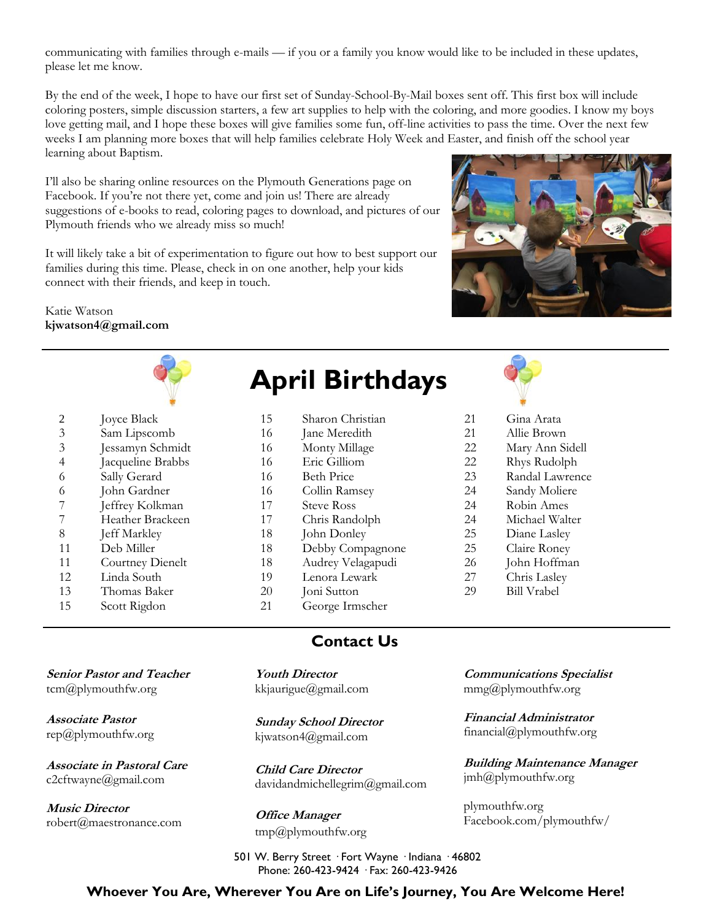communicating with families through e-mails — if you or a family you know would like to be included in these updates, please let me know.

By the end of the week, I hope to have our first set of Sunday-School-By-Mail boxes sent off. This first box will include coloring posters, simple discussion starters, a few art supplies to help with the coloring, and more goodies. I know my boys love getting mail, and I hope these boxes will give families some fun, off-line activities to pass the time. Over the next few weeks I am planning more boxes that will help families celebrate Holy Week and Easter, and finish off the school year learning about Baptism.

I'll also be sharing online resources on the Plymouth Generations page on Facebook. If you're not there yet, come and join us! There are already suggestions of e-books to read, coloring pages to download, and pictures of our Plymouth friends who we already miss so much!

It will likely take a bit of experimentation to figure out how to best support our families during this time. Please, check in on one another, help your kids connect with their friends, and keep in touch.

Katie Watson
**kjwatson4@gmail.com**

# April Birthdays

| | | | | | |
|---|---|---|---|---|---|
| 2 | Joyce Black | 15 | Sharon Christian | 21 | Gina Arata |
| 3 | Sam Lipscomb | 16 | Jane Meredith | 21 | Allie Brown |
| 3 | Jessamyn Schmidt | 16 | Monty Millage | 22 | Mary Ann Sidell |
| 4 | Jacqueline Brabbs | 16 | Eric Gilliom | 22 | Rhys Rudolph |
| 6 | Sally Gerard | 16 | Beth Price | 23 | Randal Lawrence |
| 6 | John Gardner | 16 | Collin Ramsey | 24 | Sandy Moliere |
| 7 | Jeffrey Kolkman | 17 | Steve Ross | 24 | Robin Ames |
| 7 | Heather Brackeen | 17 | Chris Randolph | 24 | Michael Walter |
| 8 | Jeff Markley | 18 | John Donley | 25 | Diane Lasley |
| 11 | Deb Miller | 18 | Debby Compagnone | 25 | Claire Roney |
| 11 | Courtney Dienelt | 18 | Audrey Velagapudi | 26 | John Hoffman |
| 12 | Linda South | 19 | Lenora Lewark | 27 | Chris Lasley |
| 13 | Thomas Baker | 20 | Joni Sutton | 29 | Bill Vrabel |
| 15 | Scott Rigdon | 21 | George Irmscher | | |

## Contact Us

***Senior Pastor and Teacher***
tcm@plymouthfw.org

***Associate Pastor***
rep@plymouthfw.org

***Associate in Pastoral Care***
c2cftwayne@gmail.com

***Music Director***
robert@maestronance.com

***Youth Director***
kkjaurigue@gmail.com

***Sunday School Director***
kjwatson4@gmail.com

***Child Care Director***
davidandmichellegrim@gmail.com

***Office Manager***
tmp@plymouthfw.org

***Communications Specialist***
mmg@plymouthfw.org

***Financial Administrator***
financial@plymouthfw.org

***Building Maintenance Manager***
jmh@plymouthfw.org

plymouthfw.org
Facebook.com/plymouthfw/

501 W. Berry Street · Fort Wayne · Indiana · 46802
Phone: 260-423-9424 · Fax: 260-423-9426

**Whoever You Are, Wherever You Are on Life's Journey, You Are Welcome Here!**